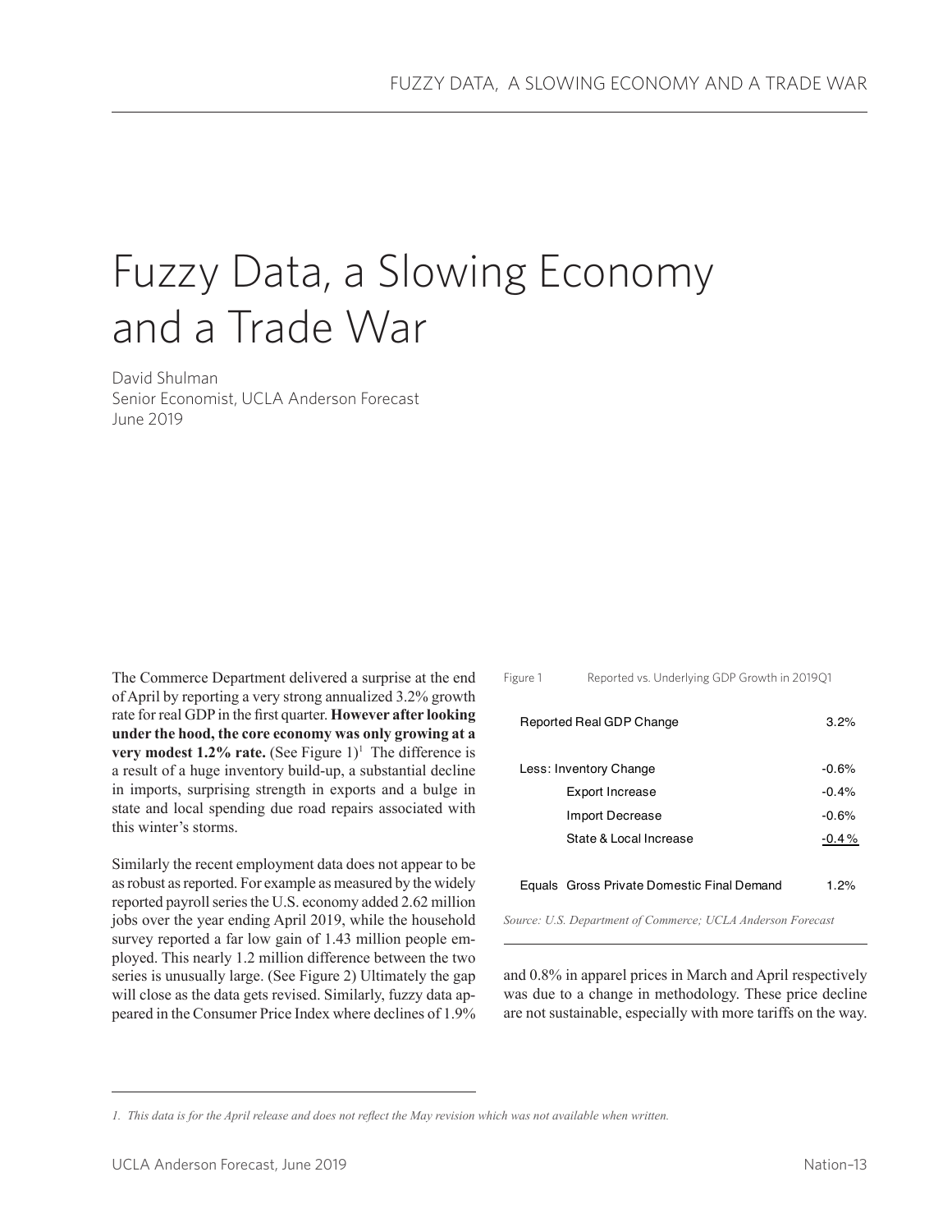# Fuzzy Data, a Slowing Economy and a Trade War

David Shulman
Senior Economist, UCLA Anderson Forecast
June 2019

The Commerce Department delivered a surprise at the end of April by reporting a very strong annualized 3.2% growth rate for real GDP in the first quarter. **However after looking under the hood, the core economy was only growing at a very modest 1.2% rate.** (See Figure 1)[1] The difference is a result of a huge inventory build-up, a substantial decline in imports, surprising strength in exports and a bulge in state and local spending due road repairs associated with this winter's storms.

Figure 1 Reported vs. Underlying GDP Growth in 2019Q1

| | |
|---|---|
| Reported Real GDP Change | 3.2% |
| Less: Inventory Change | -0.6% |
| Export Increase | -0.4% |
| Import Decrease | -0.6% |
| State & Local Increase | -0.4 % |
| Equals Gross Private Domestic Final Demand | 1.2% |

*Source: U.S. Department of Commerce; UCLA Anderson Forecast*

Similarly the recent employment data does not appear to be as robust as reported. For example as measured by the widely reported payroll series the U.S. economy added 2.62 million jobs over the year ending April 2019, while the household survey reported a far low gain of 1.43 million people employed. This nearly 1.2 million difference between the two series is unusually large. (See Figure 2) Ultimately the gap will close as the data gets revised. Similarly, fuzzy data appeared in the Consumer Price Index where declines of 1.9% and 0.8% in apparel prices in March and April respectively was due to a change in methodology. These price decline are not sustainable, especially with more tariffs on the way.

*1. This data is for the April release and does not reflect the May revision which was not available when written.*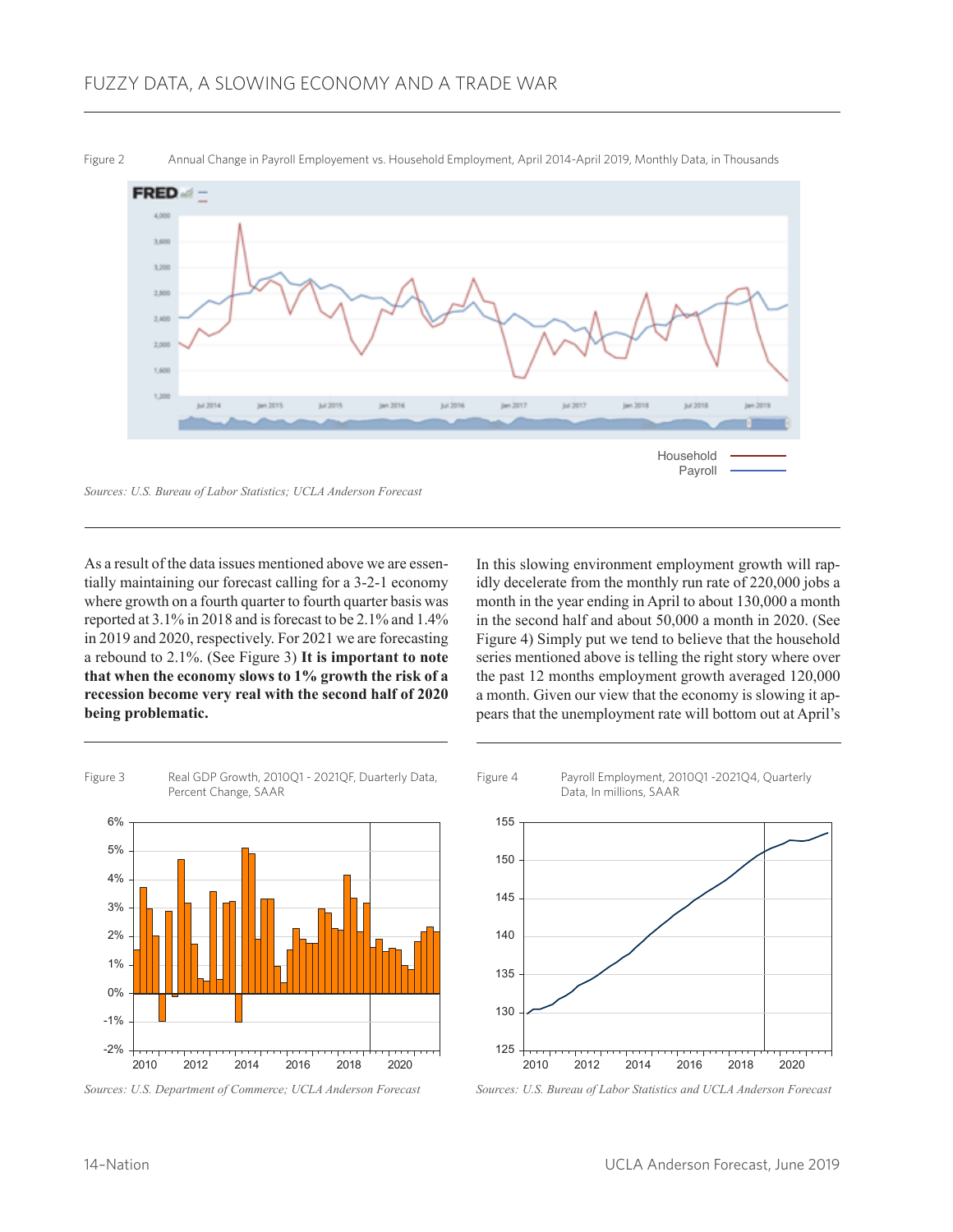Figure 2 Annual Change in Payroll Employement vs. Household Employment, April 2014-April 2019, Monthly Data, in Thousands

Household
Payroll

*Sources: U.S. Bureau of Labor Statistics; UCLA Anderson Forecast*

As a result of the data issues mentioned above we are essentially maintaining our forecast calling for a 3-2-1 economy where growth on a fourth quarter to fourth quarter basis was reported at 3.1% in 2018 and is forecast to be 2.1% and 1.4% in 2019 and 2020, respectively. For 2021 we are forecasting a rebound to 2.1%. (See Figure 3) **It is important to note that when the economy slows to 1% growth the risk of a recession become very real with the second half of 2020 being problematic.**

In this slowing environment employment growth will rapidly decelerate from the monthly run rate of 220,000 jobs a month in the year ending in April to about 130,000 a month in the second half and about 50,000 a month in 2020. (See Figure 4) Simply put we tend to believe that the household series mentioned above is telling the right story where over the past 12 months employment growth averaged 120,000 a month. Given our view that the economy is slowing it appears that the unemployment rate will bottom out at April's

Figure 3 Real GDP Growth, 2010Q1 - 2021QF, Duarterly Data, Percent Change, SAAR

*Sources: U.S. Department of Commerce; UCLA Anderson Forecast*

Figure 4 Payroll Employment, 2010Q1 -2021Q4, Quarterly Data, In millions, SAAR

*Sources: U.S. Bureau of Labor Statistics and UCLA Anderson Forecast*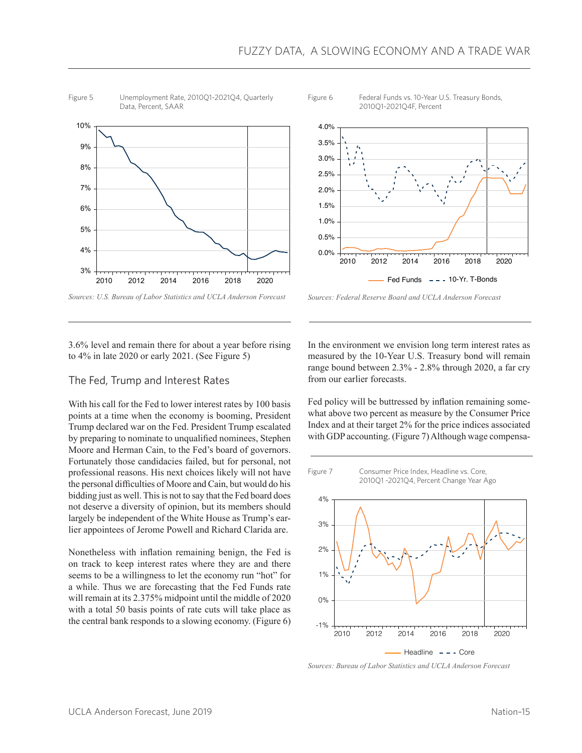Figure 5 Unemployment Rate, 2010Q1-2021Q4, Quarterly Data, Percent, SAAR

*Sources: U.S. Bureau of Labor Statistics and UCLA Anderson Forecast*

Figure 6 Federal Funds vs. 10-Year U.S. Treasury Bonds, 2010Q1-2021Q4F, Percent

*Sources: Federal Reserve Board and UCLA Anderson Forecast*

3.6% level and remain there for about a year before rising to 4% in late 2020 or early 2021. (See Figure 5)

## The Fed, Trump and Interest Rates

With his call for the Fed to lower interest rates by 100 basis points at a time when the economy is booming, President Trump declared war on the Fed. President Trump escalated by preparing to nominate to unqualified nominees, Stephen Moore and Herman Cain, to the Fed's board of governors. Fortunately those candidacies failed, but for personal, not professional reasons. His next choices likely will not have the personal difficulties of Moore and Cain, but would do his bidding just as well. This is not to say that the Fed board does not deserve a diversity of opinion, but its members should largely be independent of the White House as Trump's earlier appointees of Jerome Powell and Richard Clarida are.

Nonetheless with inflation remaining benign, the Fed is on track to keep interest rates where they are and there seems to be a willingness to let the economy run "hot" for a while. Thus we are forecasting that the Fed Funds rate will remain at its 2.375% midpoint until the middle of 2020 with a total 50 basis points of rate cuts will take place as the central bank responds to a slowing economy. (Figure 6)

In the environment we envision long term interest rates as measured by the 10-Year U.S. Treasury bond will remain range bound between 2.3% - 2.8% through 2020, a far cry from our earlier forecasts.

Fed policy will be buttressed by inflation remaining somewhat above two percent as measure by the Consumer Price Index and at their target 2% for the price indices associated with GDP accounting. (Figure 7) Although wage compensa-

Figure 7 Consumer Price Index, Headline vs. Core, 2010Q1 -2021Q4, Percent Change Year Ago

*Sources: Bureau of Labor Statistics and UCLA Anderson Forecast*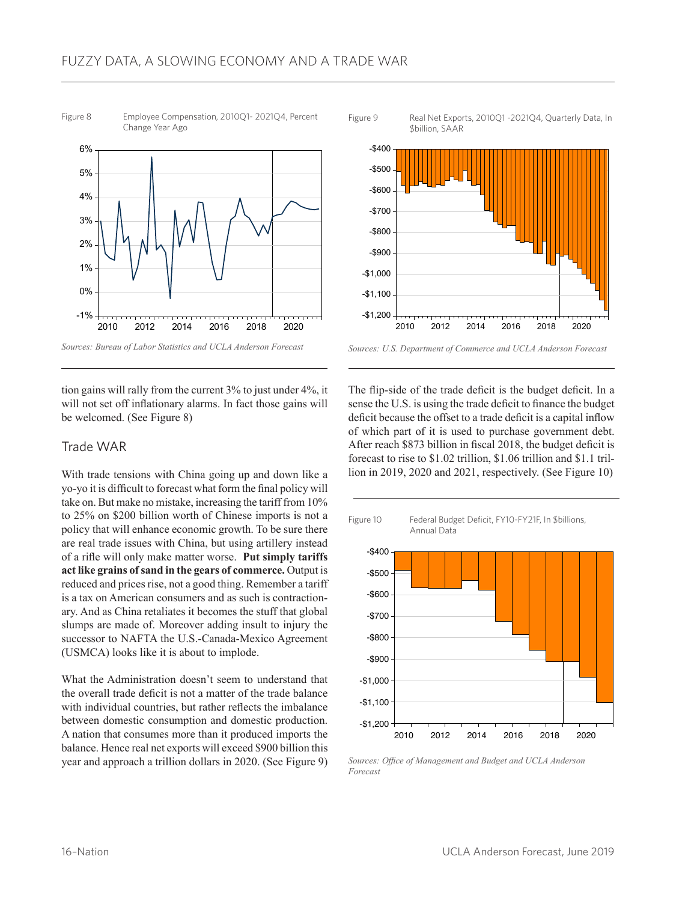Figure 8 Employee Compensation, 2010Q1- 2021Q4, Percent Change Year Ago

*Sources: Bureau of Labor Statistics and UCLA Anderson Forecast*

Figure 9 Real Net Exports, 2010Q1 -2021Q4, Quarterly Data, In $billion, SAAR

*Sources: U.S. Department of Commerce and UCLA Anderson Forecast*

tion gains will rally from the current 3% to just under 4%, it will not set off inflationary alarms. In fact those gains will be welcomed. (See Figure 8)

## Trade WAR

With trade tensions with China going up and down like a yo-yo it is difficult to forecast what form the final policy will take on. But make no mistake, increasing the tariff from 10% to 25% on $200 billion worth of Chinese imports is not a policy that will enhance economic growth. To be sure there are real trade issues with China, but using artillery instead of a rifle will only make matter worse. **Put simply tariffs act like grains of sand in the gears of commerce.** Output is reduced and prices rise, not a good thing. Remember a tariff is a tax on American consumers and as such is contractionary. And as China retaliates it becomes the stuff that global slumps are made of. Moreover adding insult to injury the successor to NAFTA the U.S.-Canada-Mexico Agreement (USMCA) looks like it is about to implode.

What the Administration doesn't seem to understand that the overall trade deficit is not a matter of the trade balance with individual countries, but rather reflects the imbalance between domestic consumption and domestic production. A nation that consumes more than it produced imports the balance. Hence real net exports will exceed $900 billion this year and approach a trillion dollars in 2020. (See Figure 9)

The flip-side of the trade deficit is the budget deficit. In a sense the U.S. is using the trade deficit to finance the budget deficit because the offset to a trade deficit is a capital inflow of which part of it is used to purchase government debt. After reach $873 billion in fiscal 2018, the budget deficit is forecast to rise to $1.02 trillion, $1.06 trillion and $1.1 trillion in 2019, 2020 and 2021, respectively. (See Figure 10)

Figure 10 Federal Budget Deficit, FY10-FY21F, In $billions, Annual Data

*Sources: Office of Management and Budget and UCLA Anderson Forecast*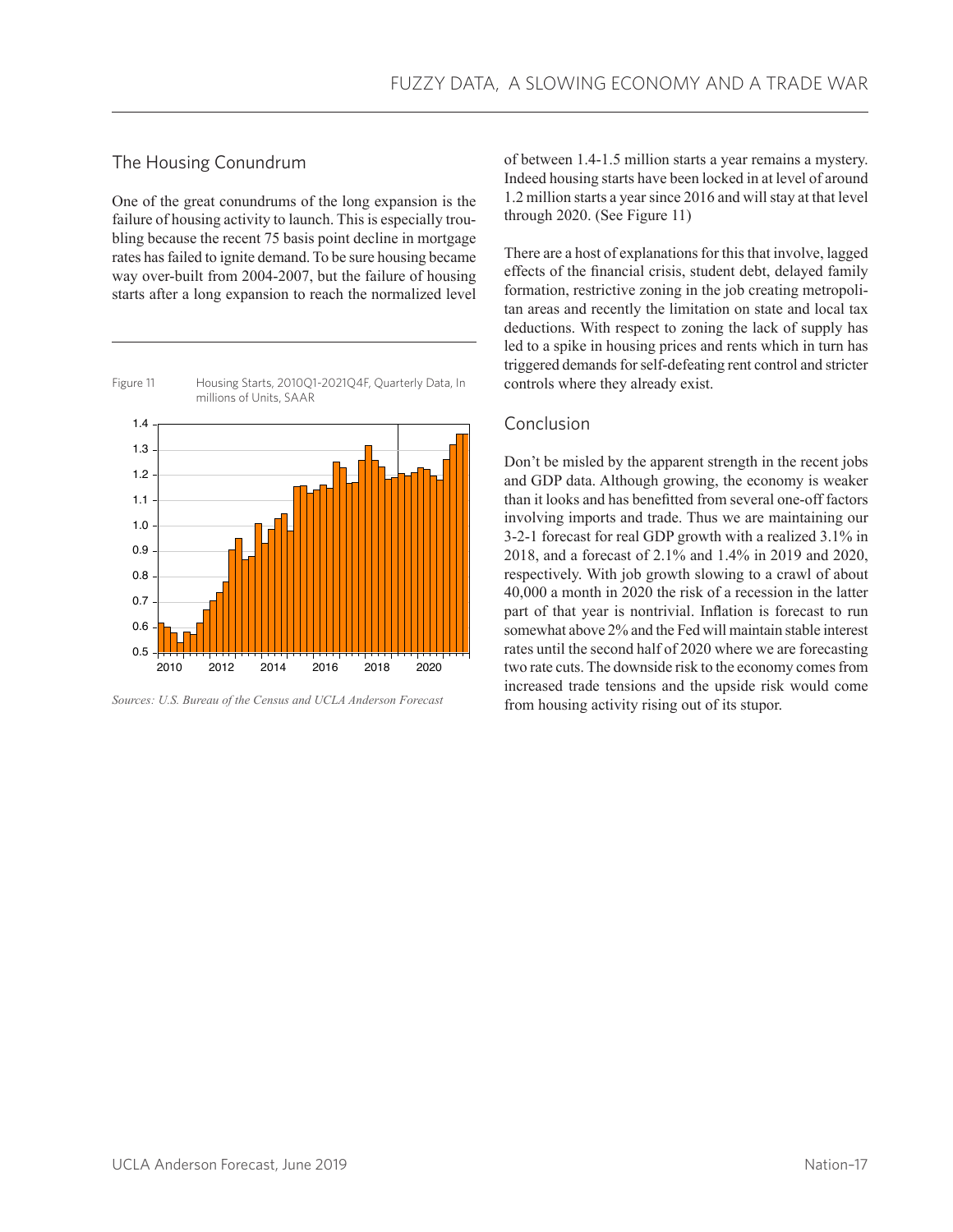## The Housing Conundrum

One of the great conundrums of the long expansion is the failure of housing activity to launch. This is especially troubling because the recent 75 basis point decline in mortgage rates has failed to ignite demand. To be sure housing became way over-built from 2004-2007, but the failure of housing starts after a long expansion to reach the normalized level of between 1.4-1.5 million starts a year remains a mystery. Indeed housing starts have been locked in at level of around 1.2 million starts a year since 2016 and will stay at that level through 2020. (See Figure 11)

Figure 11 Housing Starts, 2010Q1-2021Q4F, Quarterly Data, In millions of Units, SAAR

1.4
1.3
1.2
1.1
1.0
0.9
0.8
0.7
0.6
0.5
2010 2012 2014 2016 2018 2020

*Sources: U.S. Bureau of the Census and UCLA Anderson Forecast*

There are a host of explanations for this that involve, lagged effects of the financial crisis, student debt, delayed family formation, restrictive zoning in the job creating metropolitan areas and recently the limitation on state and local tax deductions. With respect to zoning the lack of supply has led to a spike in housing prices and rents which in turn has triggered demands for self-defeating rent control and stricter controls where they already exist.

## Conclusion

Don't be misled by the apparent strength in the recent jobs and GDP data. Although growing, the economy is weaker than it looks and has benefitted from several one-off factors involving imports and trade. Thus we are maintaining our 3-2-1 forecast for real GDP growth with a realized 3.1% in 2018, and a forecast of 2.1% and 1.4% in 2019 and 2020, respectively. With job growth slowing to a crawl of about 40,000 a month in 2020 the risk of a recession in the latter part of that year is nontrivial. Inflation is forecast to run somewhat above 2% and the Fed will maintain stable interest rates until the second half of 2020 where we are forecasting two rate cuts. The downside risk to the economy comes from increased trade tensions and the upside risk would come from housing activity rising out of its stupor.